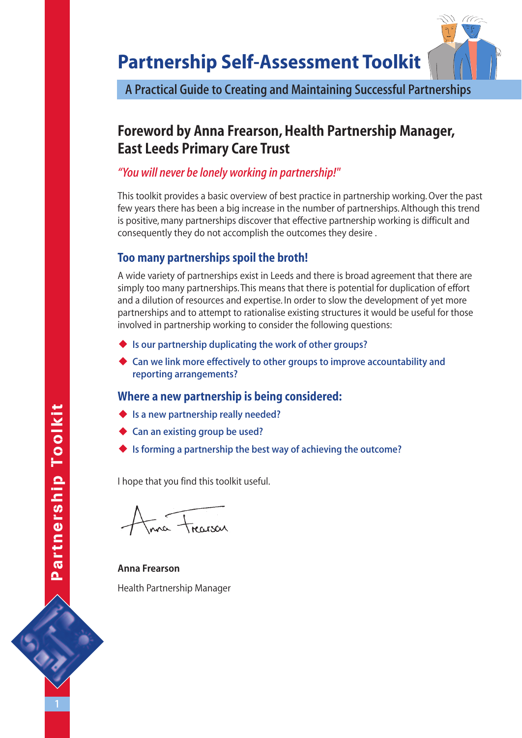# Partnership Self-Assessment Toolkit

A Practical Guide to Creating and Maintaining Successful Partnerships

## Foreword by Anna Frearson, Health Partnership Manager, East Leeds Primary Care Trust

*"You will never be lonely working in partnership!"*

This toolkit provides a basic overview of best practice in partnership working. Over the past few years there has been a big increase in the number of partnerships. Although this trend is positive, many partnerships discover that effective partnership working is difficult and consequently they do not accomplish the outcomes they desire .

### Too many partnerships spoil the broth!

A wide variety of partnerships exist in Leeds and there is broad agreement that there are simply too many partnerships. This means that there is potential for duplication of effort and a dilution of resources and expertise. In order to slow the development of yet more partnerships and to attempt to rationalise existing structures it would be useful for those involved in partnership working to consider the following questions:

- Is our partnership duplicating the work of other groups?
- Can we link more effectively to other groups to improve accountability and reporting arrangements?

### Where a new partnership is being considered:

- Is a new partnership really needed?
- Can an existing group be used?
- Is forming a partnership the best way of achieving the outcome?

I hope that you find this toolkit useful.

Anna Frearson

**Anna Frearson**

Health Partnership Manager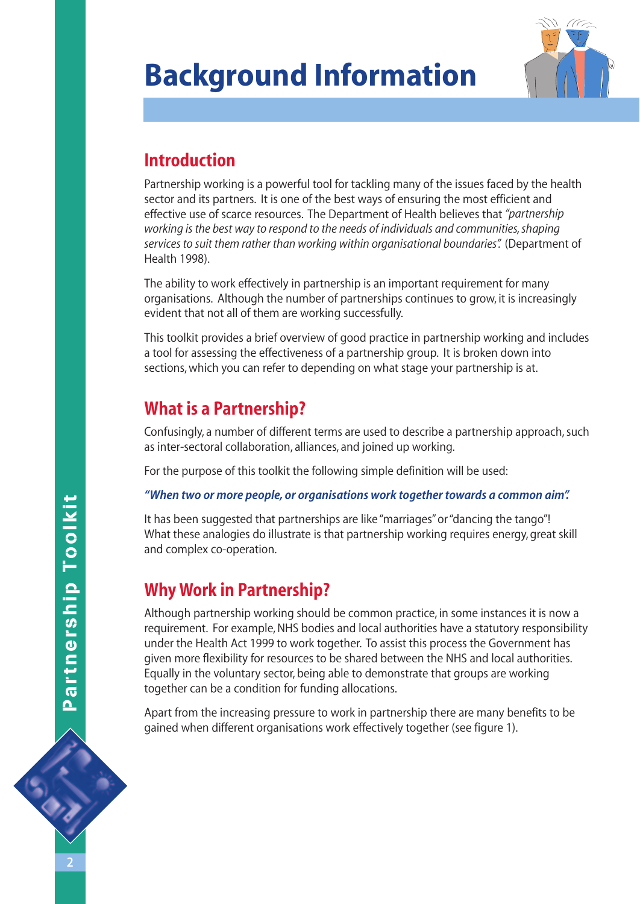# Background Information

## Introduction

Partnership working is a powerful tool for tackling many of the issues faced by the health sector and its partners. It is one of the best ways of ensuring the most efficient and effective use of scarce resources. The Department of Health believes that *"partnership working is the best way to respond to the needs of individuals and communities, shaping services to suit them rather than working within organisational boundaries".* (Department of Health 1998).

The ability to work effectively in partnership is an important requirement for many organisations. Although the number of partnerships continues to grow, it is increasingly evident that not all of them are working successfully.

This toolkit provides a brief overview of good practice in partnership working and includes a tool for assessing the effectiveness of a partnership group. It is broken down into sections, which you can refer to depending on what stage your partnership is at.

## What is a Partnership?

Confusingly, a number of different terms are used to describe a partnership approach, such as inter-sectoral collaboration, alliances, and joined up working.

For the purpose of this toolkit the following simple definition will be used:

***"When two or more people, or organisations work together towards a common aim".***

It has been suggested that partnerships are like "marriages" or "dancing the tango"! What these analogies do illustrate is that partnership working requires energy, great skill and complex co-operation.

## Why Work in Partnership?

Although partnership working should be common practice, in some instances it is now a requirement. For example, NHS bodies and local authorities have a statutory responsibility under the Health Act 1999 to work together. To assist this process the Government has given more flexibility for resources to be shared between the NHS and local authorities. Equally in the voluntary sector, being able to demonstrate that groups are working together can be a condition for funding allocations.

Apart from the increasing pressure to work in partnership there are many benefits to be gained when different organisations work effectively together (see figure 1).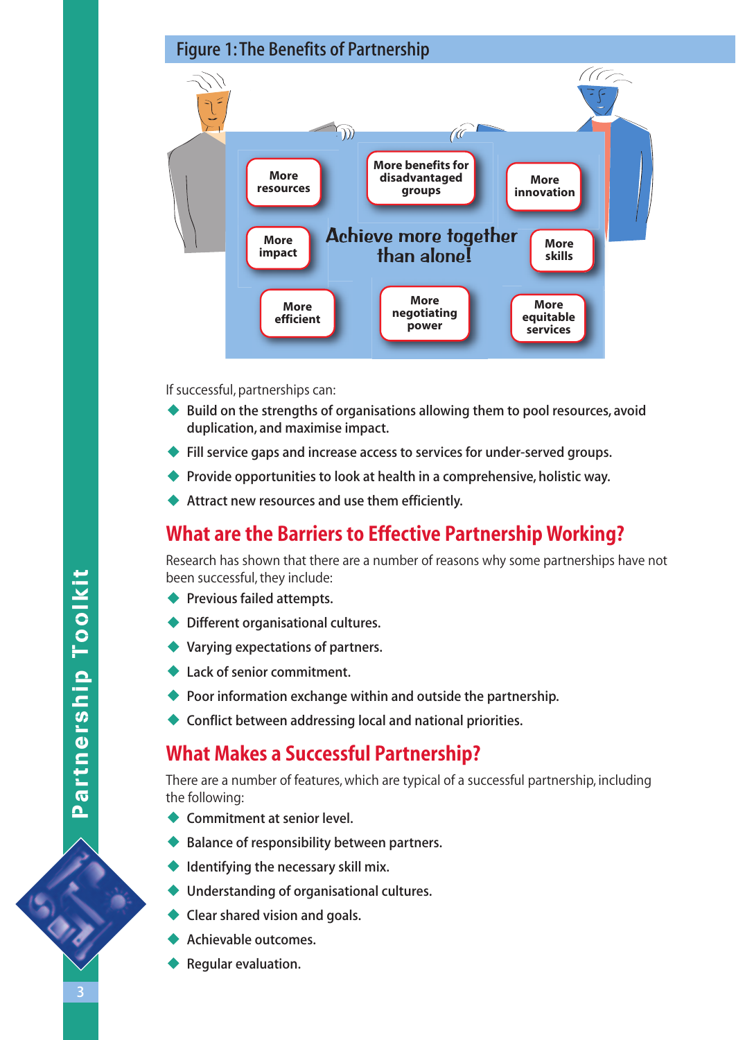## Figure 1: The Benefits of Partnership

More resources

More benefits for disadvantaged groups

More innovation

More impact

Achieve more together than alone!

More skills

More efficient

More negotiating power

More equitable services

If successful, partnerships can:

- Build on the strengths of organisations allowing them to pool resources, avoid duplication, and maximise impact.
- Fill service gaps and increase access to services for under-served groups.
- Provide opportunities to look at health in a comprehensive, holistic way.
- Attract new resources and use them efficiently.

## What are the Barriers to Effective Partnership Working?

Research has shown that there are a number of reasons why some partnerships have not been successful, they include:

- Previous failed attempts.
- Different organisational cultures.
- Varying expectations of partners.
- Lack of senior commitment.
- Poor information exchange within and outside the partnership.
- Conflict between addressing local and national priorities.

## What Makes a Successful Partnership?

There are a number of features, which are typical of a successful partnership, including the following:

- Commitment at senior level.
- Balance of responsibility between partners.
- Identifying the necessary skill mix.
- Understanding of organisational cultures.
- Clear shared vision and goals.
- Achievable outcomes.
- Regular evaluation.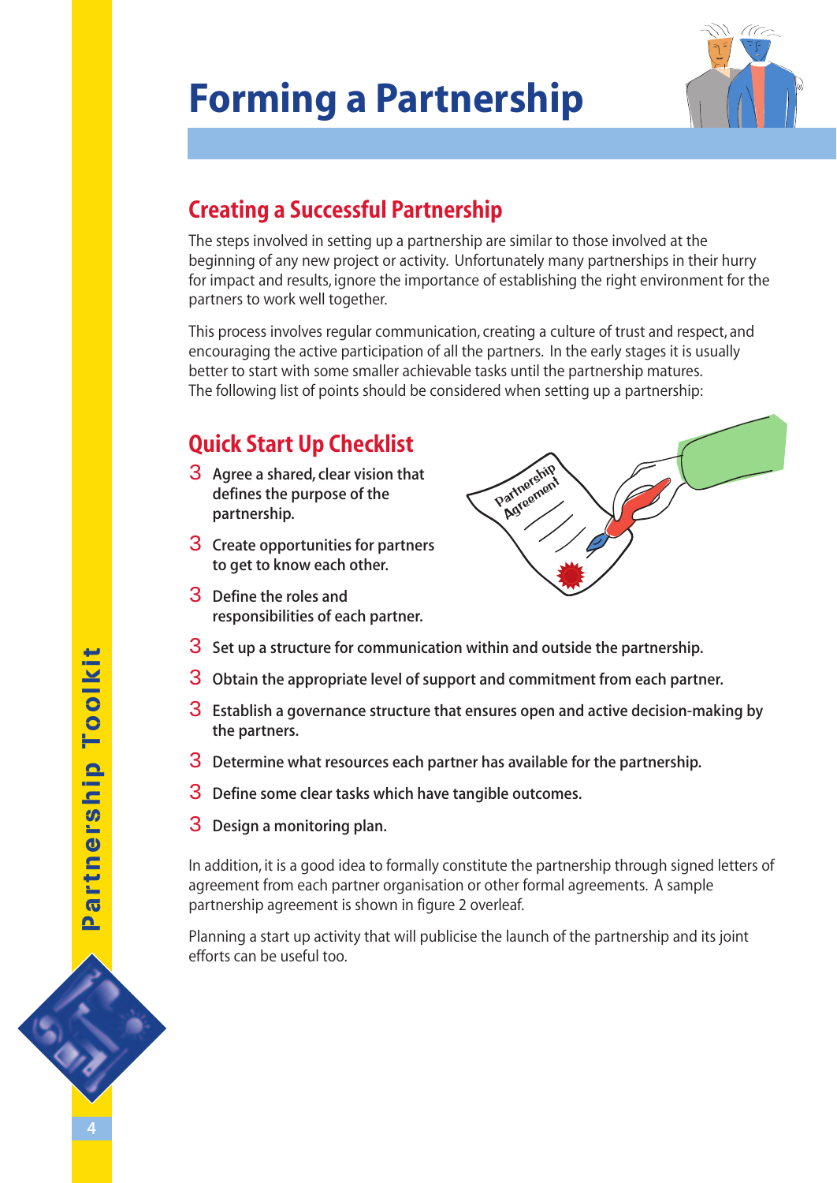# Forming a Partnership

## Creating a Successful Partnership

The steps involved in setting up a partnership are similar to those involved at the beginning of any new project or activity. Unfortunately many partnerships in their hurry for impact and results, ignore the importance of establishing the right environment for the partners to work well together.

This process involves regular communication, creating a culture of trust and respect, and encouraging the active participation of all the partners. In the early stages it is usually better to start with some smaller achievable tasks until the partnership matures. The following list of points should be considered when setting up a partnership:

## Quick Start Up Checklist

- **Agree a shared, clear vision that defines the purpose of the partnership.**
- **Create opportunities for partners to get to know each other.**
- **Define the roles and responsibilities of each partner.**
- **Set up a structure for communication within and outside the partnership.**
- **Obtain the appropriate level of support and commitment from each partner.**
- **Establish a governance structure that ensures open and active decision-making by the partners.**
- **Determine what resources each partner has available for the partnership.**
- **Define some clear tasks which have tangible outcomes.**
- **Design a monitoring plan.**

In addition, it is a good idea to formally constitute the partnership through signed letters of agreement from each partner organisation or other formal agreements. A sample partnership agreement is shown in figure 2 overleaf.

Planning a start up activity that will publicise the launch of the partnership and its joint efforts can be useful too.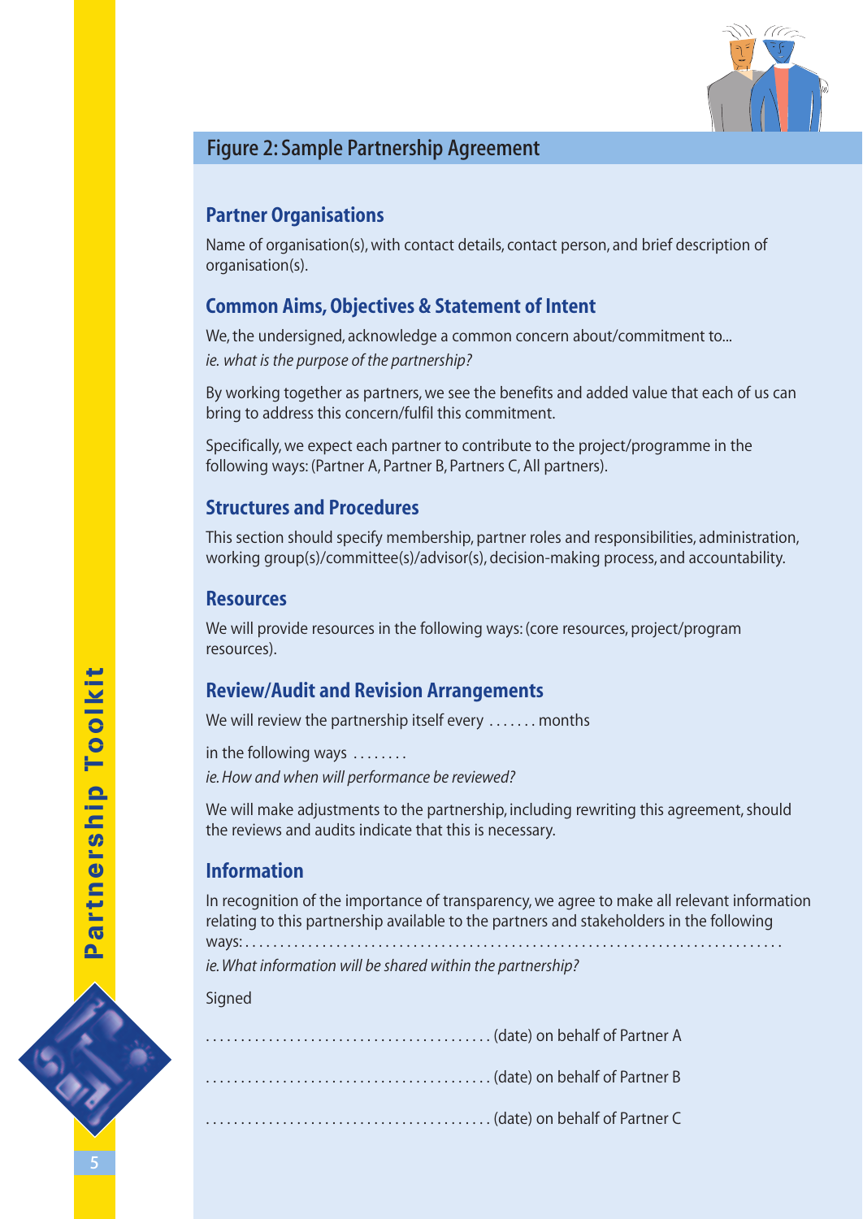## Figure 2: Sample Partnership Agreement

### Partner Organisations

Name of organisation(s), with contact details, contact person, and brief description of organisation(s).

### Common Aims, Objectives & Statement of Intent

We, the undersigned, acknowledge a common concern about/commitment to...
*ie. what is the purpose of the partnership?*

By working together as partners, we see the benefits and added value that each of us can bring to address this concern/fulfil this commitment.

Specifically, we expect each partner to contribute to the project/programme in the following ways: (Partner A, Partner B, Partners C, All partners).

### Structures and Procedures

This section should specify membership, partner roles and responsibilities, administration, working group(s)/committee(s)/advisor(s), decision-making process, and accountability.

### Resources

We will provide resources in the following ways: (core resources, project/program resources).

### Review/Audit and Revision Arrangements

We will review the partnership itself every ....... months

in the following ways ........
*ie. How and when will performance be reviewed?*

We will make adjustments to the partnership, including rewriting this agreement, should the reviews and audits indicate that this is necessary.

### Information

In recognition of the importance of transparency, we agree to make all relevant information relating to this partnership available to the partners and stakeholders in the following ways:.........................................................................
*ie. What information will be shared within the partnership?*

Signed

........................................ (date) on behalf of Partner A

........................................ (date) on behalf of Partner B

........................................ (date) on behalf of Partner C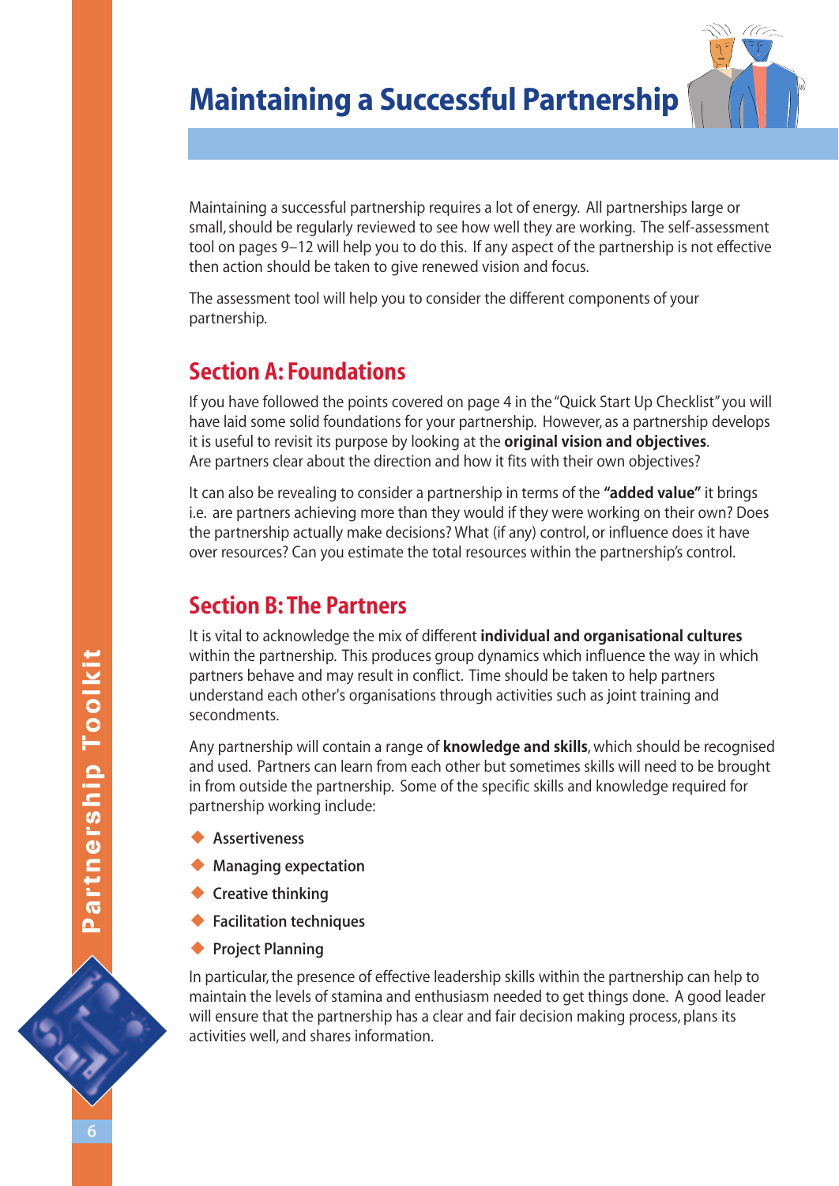# Maintaining a Successful Partnership

Maintaining a successful partnership requires a lot of energy. All partnerships large or small, should be regularly reviewed to see how well they are working. The self-assessment tool on pages 9–12 will help you to do this. If any aspect of the partnership is not effective then action should be taken to give renewed vision and focus.

The assessment tool will help you to consider the different components of your partnership.

## Section A: Foundations

If you have followed the points covered on page 4 in the "Quick Start Up Checklist" you will have laid some solid foundations for your partnership. However, as a partnership develops it is useful to revisit its purpose by looking at the **original vision and objectives**. Are partners clear about the direction and how it fits with their own objectives?

It can also be revealing to consider a partnership in terms of the **"added value"** it brings i.e. are partners achieving more than they would if they were working on their own? Does the partnership actually make decisions? What (if any) control, or influence does it have over resources? Can you estimate the total resources within the partnership's control.

## Section B: The Partners

It is vital to acknowledge the mix of different **individual and organisational cultures** within the partnership. This produces group dynamics which influence the way in which partners behave and may result in conflict. Time should be taken to help partners understand each other's organisations through activities such as joint training and secondments.

Any partnership will contain a range of **knowledge and skills**, which should be recognised and used. Partners can learn from each other but sometimes skills will need to be brought in from outside the partnership. Some of the specific skills and knowledge required for partnership working include:

- Assertiveness
- Managing expectation
- Creative thinking
- Facilitation techniques
- Project Planning

In particular, the presence of effective leadership skills within the partnership can help to maintain the levels of stamina and enthusiasm needed to get things done. A good leader will ensure that the partnership has a clear and fair decision making process, plans its activities well, and shares information.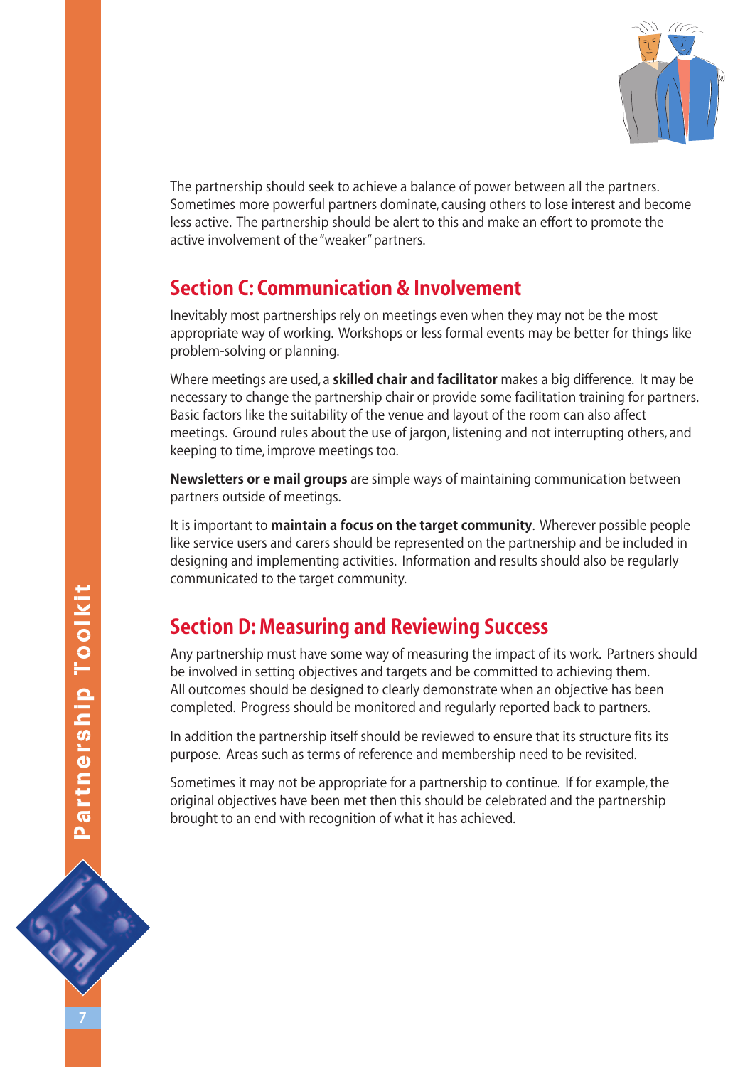The partnership should seek to achieve a balance of power between all the partners. Sometimes more powerful partners dominate, causing others to lose interest and become less active. The partnership should be alert to this and make an effort to promote the active involvement of the "weaker" partners.

## Section C: Communication & Involvement

Inevitably most partnerships rely on meetings even when they may not be the most appropriate way of working. Workshops or less formal events may be better for things like problem-solving or planning.

Where meetings are used, a **skilled chair and facilitator** makes a big difference. It may be necessary to change the partnership chair or provide some facilitation training for partners. Basic factors like the suitability of the venue and layout of the room can also affect meetings. Ground rules about the use of jargon, listening and not interrupting others, and keeping to time, improve meetings too.

**Newsletters or e mail groups** are simple ways of maintaining communication between partners outside of meetings.

It is important to **maintain a focus on the target community**. Wherever possible people like service users and carers should be represented on the partnership and be included in designing and implementing activities. Information and results should also be regularly communicated to the target community.

## Section D: Measuring and Reviewing Success

Any partnership must have some way of measuring the impact of its work. Partners should be involved in setting objectives and targets and be committed to achieving them. All outcomes should be designed to clearly demonstrate when an objective has been completed. Progress should be monitored and regularly reported back to partners.

In addition the partnership itself should be reviewed to ensure that its structure fits its purpose. Areas such as terms of reference and membership need to be revisited.

Sometimes it may not be appropriate for a partnership to continue. If for example, the original objectives have been met then this should be celebrated and the partnership brought to an end with recognition of what it has achieved.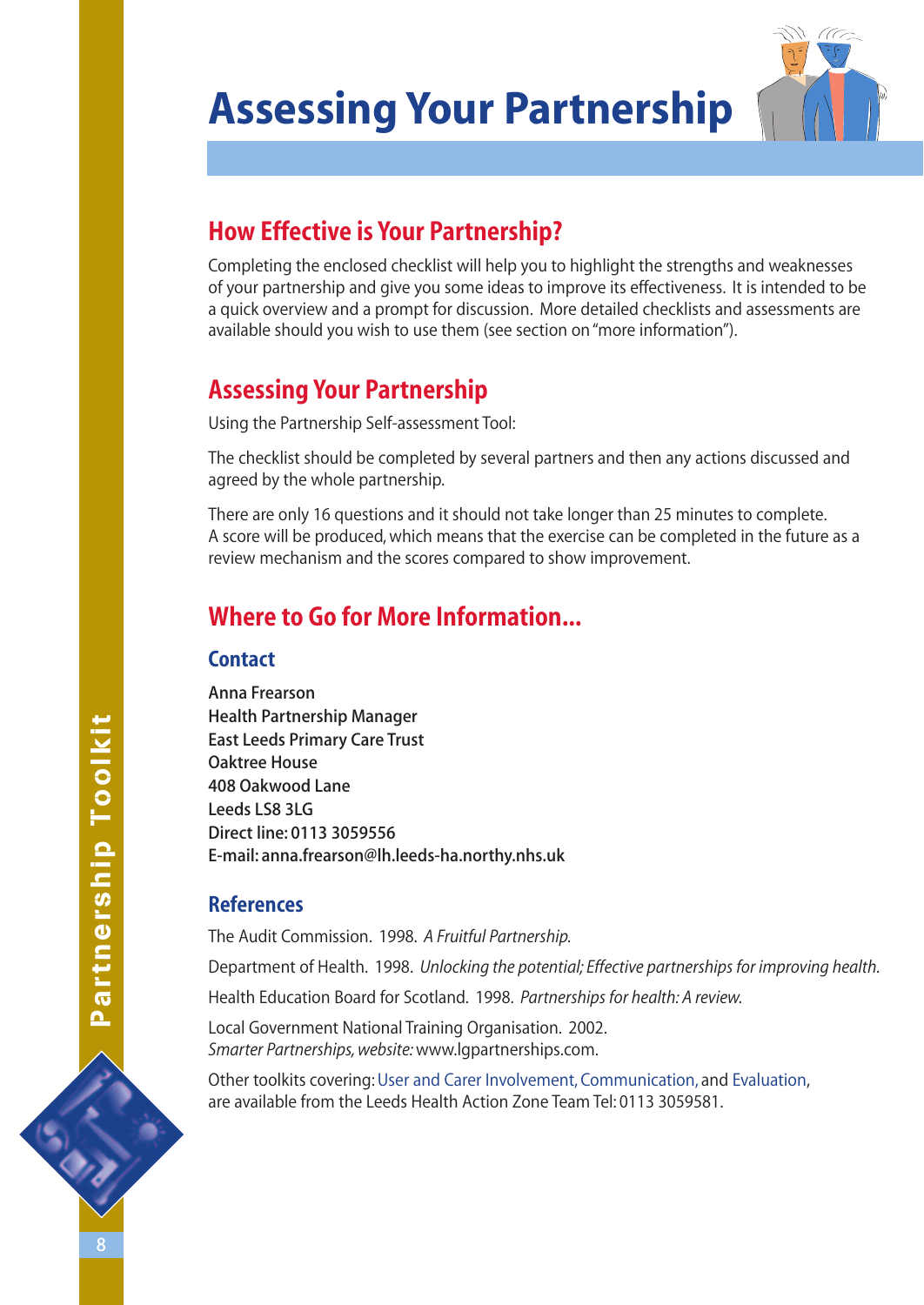# Assessing Your Partnership

## How Effective is Your Partnership?

Completing the enclosed checklist will help you to highlight the strengths and weaknesses of your partnership and give you some ideas to improve its effectiveness. It is intended to be a quick overview and a prompt for discussion. More detailed checklists and assessments are available should you wish to use them (see section on "more information").

## Assessing Your Partnership

Using the Partnership Self-assessment Tool:

The checklist should be completed by several partners and then any actions discussed and agreed by the whole partnership.

There are only 16 questions and it should not take longer than 25 minutes to complete. A score will be produced, which means that the exercise can be completed in the future as a review mechanism and the scores compared to show improvement.

## Where to Go for More Information...

### Contact

**Anna Frearson**
**Health Partnership Manager**
**East Leeds Primary Care Trust**
**Oaktree House**
**408 Oakwood Lane**
**Leeds LS8 3LG**
**Direct line: 0113 3059556**
**E-mail: anna.frearson@lh.leeds-ha.northy.nhs.uk**

### References

The Audit Commission. 1998. *A Fruitful Partnership.*

Department of Health. 1998. *Unlocking the potential; Effective partnerships for improving health.*

Health Education Board for Scotland. 1998. *Partnerships for health: A review.*

Local Government National Training Organisation. 2002.
*Smarter Partnerships, website:* www.lgpartnerships.com.

Other toolkits covering: User and Carer Involvement, Communication, and Evaluation, are available from the Leeds Health Action Zone Team Tel: 0113 3059581.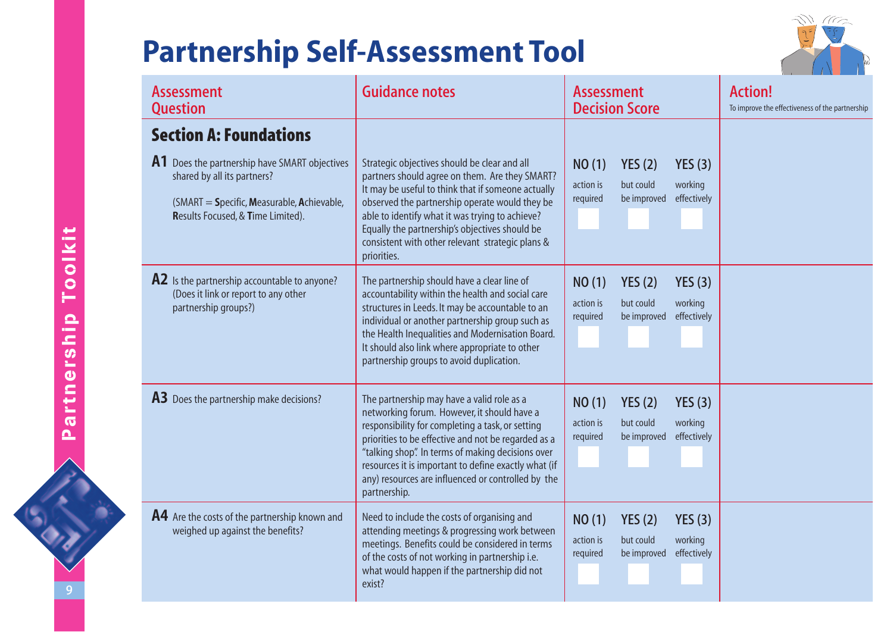# Partnership Self-Assessment Tool

| Assessment Question | Guidance notes | Assessment Decision Score | Action! To improve the effectiveness of the partnership |
|---|---|---|---|
| **Section A: Foundations** | | | |
| **A1** Does the partnership have SMART objectives shared by all its partners? (SMART = **S**pecific, **M**easurable, **A**chievable, **R**esults Focused, & **T**ime Limited). | Strategic objectives should be clear and all partners should agree on them. Are they SMART? It may be useful to think that if someone actually observed the partnership operate would they be able to identify what it was trying to achieve? Equally the partnership's objectives should be consistent with other relevant strategic plans & priorities. | NO (1) action is required / YES (2) but could be improved / YES (3) working effectively | |
| **A2** Is the partnership accountable to anyone? (Does it link or report to any other partnership groups?) | The partnership should have a clear line of accountability within the health and social care structures in Leeds. It may be accountable to an individual or another partnership group such as the Health Inequalities and Modernisation Board. It should also link where appropriate to other partnership groups to avoid duplication. | NO (1) action is required / YES (2) but could be improved / YES (3) working effectively | |
| **A3** Does the partnership make decisions? | The partnership may have a valid role as a networking forum. However, it should have a responsibility for completing a task, or setting priorities to be effective and not be regarded as a "talking shop". In terms of making decisions over resources it is important to define exactly what (if any) resources are influenced or controlled by the partnership. | NO (1) action is required / YES (2) but could be improved / YES (3) working effectively | |
| **A4** Are the costs of the partnership known and weighed up against the benefits? | Need to include the costs of organising and attending meetings & progressing work between meetings. Benefits could be considered in terms of the costs of not working in partnership i.e. what would happen if the partnership did not exist? | NO (1) action is required / YES (2) but could be improved / YES (3) working effectively | |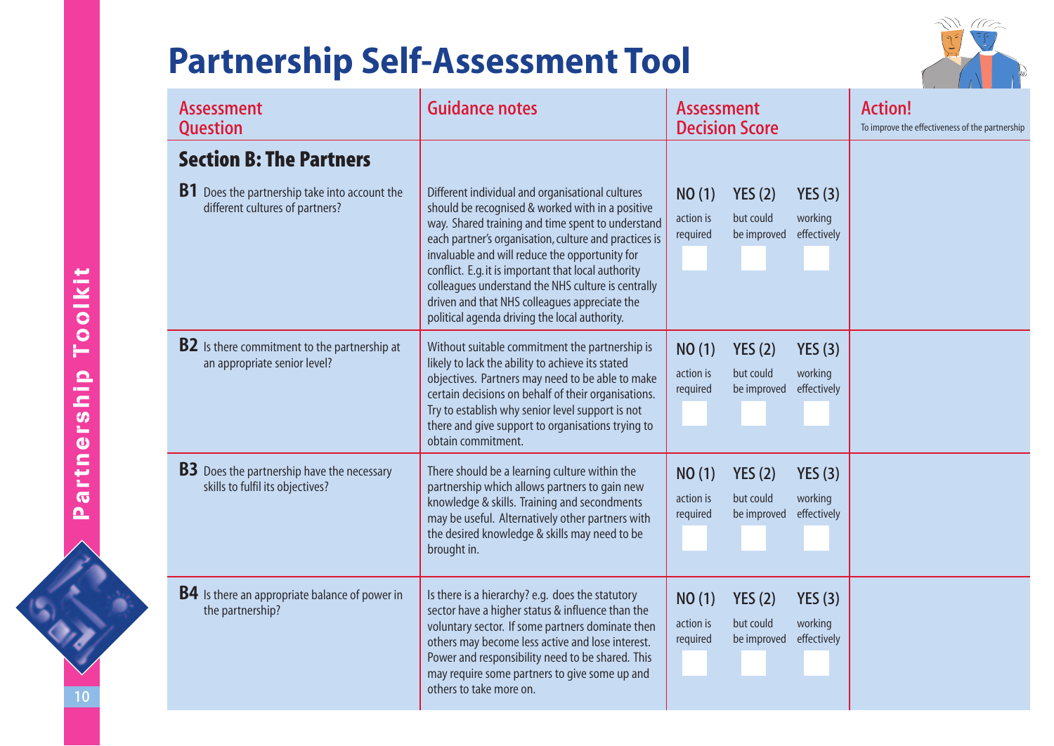# Partnership Self-Assessment Tool

| Assessment Question | Guidance notes | Assessment Decision Score | Action! To improve the effectiveness of the partnership |
|---|---|---|---|
| **Section B: The Partners** | | | |
| **B1** Does the partnership take into account the different cultures of partners? | Different individual and organisational cultures should be recognised & worked with in a positive way. Shared training and time spent to understand each partner's organisation, culture and practices is invaluable and will reduce the opportunity for conflict. E.g. it is important that local authority colleagues understand the NHS culture is centrally driven and that NHS colleagues appreciate the political agenda driving the local authority. | NO (1) action is required; YES (2) but could be improved; YES (3) working effectively | |
| **B2** Is there commitment to the partnership at an appropriate senior level? | Without suitable commitment the partnership is likely to lack the ability to achieve its stated objectives. Partners may need to be able to make certain decisions on behalf of their organisations. Try to establish why senior level support is not there and give support to organisations trying to obtain commitment. | NO (1) action is required; YES (2) but could be improved; YES (3) working effectively | |
| **B3** Does the partnership have the necessary skills to fulfil its objectives? | There should be a learning culture within the partnership which allows partners to gain new knowledge & skills. Training and secondments may be useful. Alternatively other partners with the desired knowledge & skills may need to be brought in. | NO (1) action is required; YES (2) but could be improved; YES (3) working effectively | |
| **B4** Is there an appropriate balance of power in the partnership? | Is there is a hierarchy? e.g. does the statutory sector have a higher status & influence than the voluntary sector. If some partners dominate then others may become less active and lose interest. Power and responsibility need to be shared. This may require some partners to give some up and others to take more on. | NO (1) action is required; YES (2) but could be improved; YES (3) working effectively | |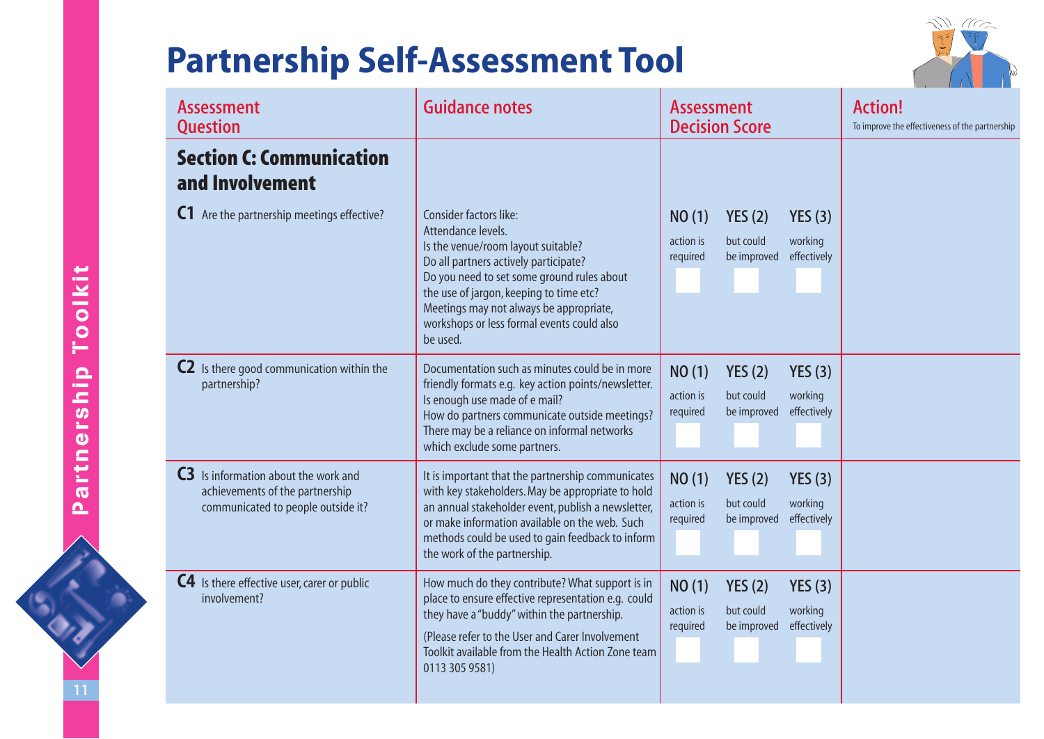# Partnership Self-Assessment Tool

| Assessment Question | Guidance notes | Assessment Decision Score | Action! To improve the effectiveness of the partnership |
|---|---|---|---|
| **Section C: Communication and Involvement** | | | |
| **C1** Are the partnership meetings effective? | Consider factors like: Attendance levels. Is the venue/room layout suitable? Do all partners actively participate? Do you need to set some ground rules about the use of jargon, keeping to time etc? Meetings may not always be appropriate, workshops or less formal events could also be used. | NO (1) action is required / YES (2) but could be improved / YES (3) working effectively | |
| **C2** Is there good communication within the partnership? | Documentation such as minutes could be in more friendly formats e.g. key action points/newsletter. Is enough use made of e mail? How do partners communicate outside meetings? There may be a reliance on informal networks which exclude some partners. | NO (1) action is required / YES (2) but could be improved / YES (3) working effectively | |
| **C3** Is information about the work and achievements of the partnership communicated to people outside it? | It is important that the partnership communicates with key stakeholders. May be appropriate to hold an annual stakeholder event, publish a newsletter, or make information available on the web. Such methods could be used to gain feedback to inform the work of the partnership. | NO (1) action is required / YES (2) but could be improved / YES (3) working effectively | |
| **C4** Is there effective user, carer or public involvement? | How much do they contribute? What support is in place to ensure effective representation e.g. could they have a "buddy" within the partnership. (Please refer to the User and Carer Involvement Toolkit available from the Health Action Zone team 0113 305 9581) | NO (1) action is required / YES (2) but could be improved / YES (3) working effectively | |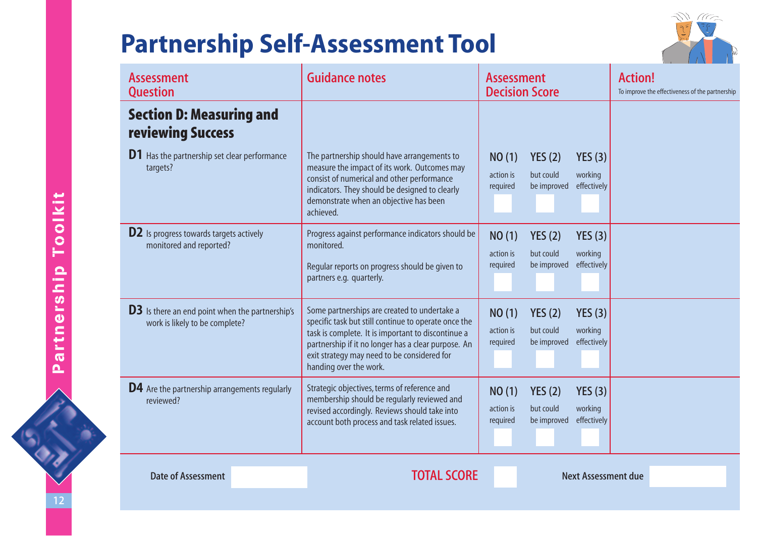# Partnership Self-Assessment Tool

| Assessment Question | Guidance notes | Assessment Decision Score | Action! To improve the effectiveness of the partnership |
|---|---|---|---|
| **Section D: Measuring and reviewing Success** | | | |
| **D1** Has the partnership set clear performance targets? | The partnership should have arrangements to measure the impact of its work. Outcomes may consist of numerical and other performance indicators. They should be designed to clearly demonstrate when an objective has been achieved. | NO (1) action is required / YES (2) but could be improved / YES (3) working effectively | |
| **D2** Is progress towards targets actively monitored and reported? | Progress against performance indicators should be monitored. Regular reports on progress should be given to partners e.g. quarterly. | NO (1) action is required / YES (2) but could be improved / YES (3) working effectively | |
| **D3** Is there an end point when the partnership's work is likely to be complete? | Some partnerships are created to undertake a specific task but still continue to operate once the task is complete. It is important to discontinue a partnership if it no longer has a clear purpose. An exit strategy may need to be considered for handing over the work. | NO (1) action is required / YES (2) but could be improved / YES (3) working effectively | |
| **D4** Are the partnership arrangements regularly reviewed? | Strategic objectives, terms of reference and membership should be regularly reviewed and revised accordingly. Reviews should take into account both process and task related issues. | NO (1) action is required / YES (2) but could be improved / YES (3) working effectively | |

**Date of Assessment** ______ **TOTAL SCORE** ______ **Next Assessment due** ______